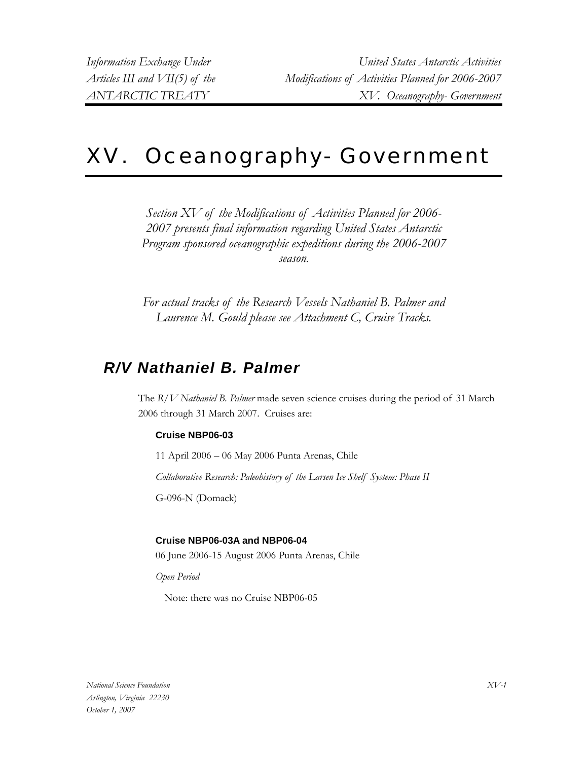# XV. Oceanography- Government

*Section XV of the Modifications of Activities Planned for 2006-2007 presents final information regarding United States Antarctic Program sponsored oceanographic expeditions during the 2006-2007 season.*

*For actual tracks of the Research Vessels Nathaniel B. Palmer and Laurence M. Gould please see Attachment C, Cruise Tracks.*

## *R/V Nathaniel B. Palmer*

The *R/V Nathaniel B. Palmer* made seven science cruises during the period of 31 March 2006 through 31 March 2007. Cruises are:

**Cruise NBP06-03**

11 April 2006 – 06 May 2006 Punta Arenas, Chile

*Collaborative Research: Paleohistory of the Larsen Ice Shelf System: Phase II*

G-096-N (Domack)

**Cruise NBP06-03A and NBP06-04**

06 June 2006-15 August 2006 Punta Arenas, Chile

*Open Period*

Note: there was no Cruise NBP06-05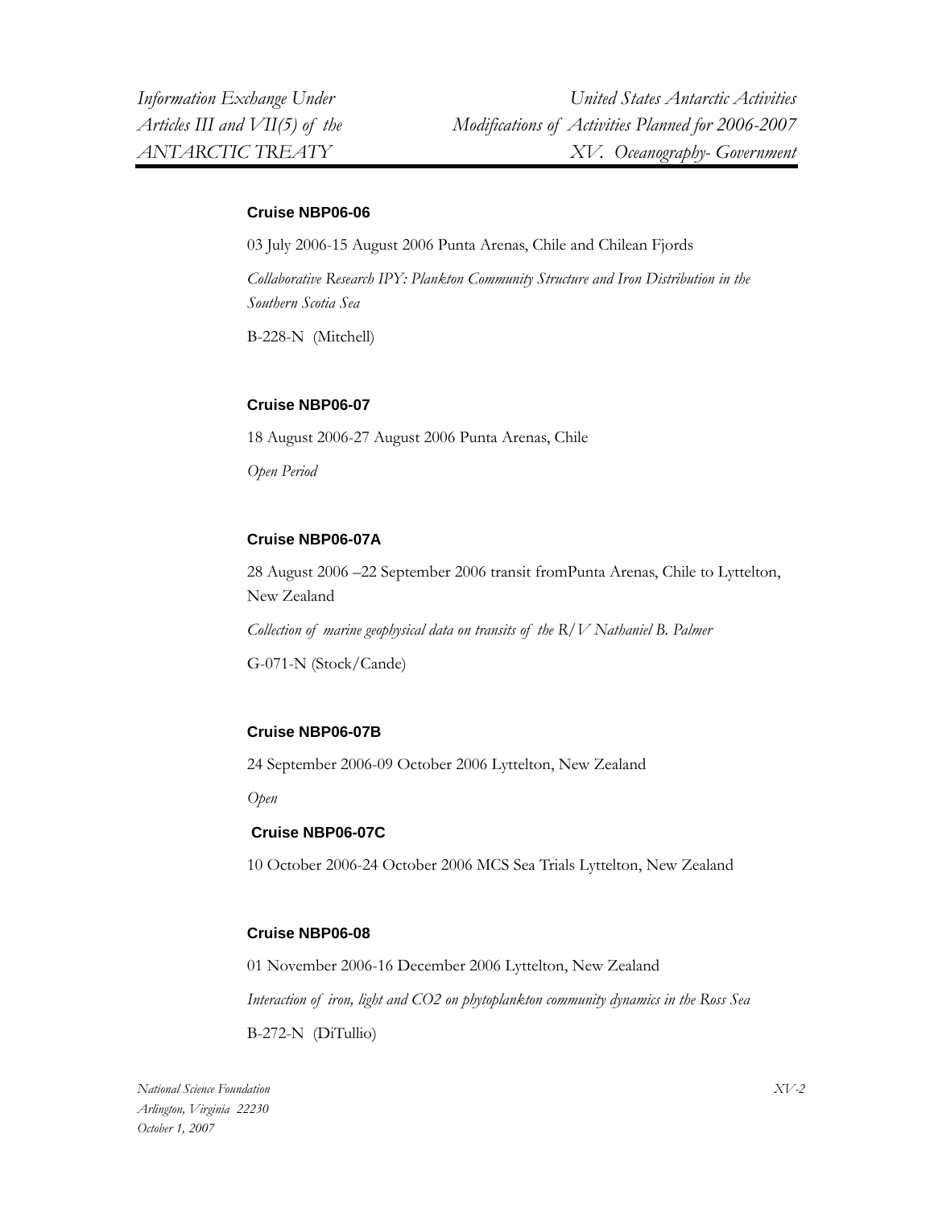### Cruise NBP06-06

03 July 2006-15 August 2006 Punta Arenas, Chile and Chilean Fjords

*Collaborative Research IPY: Plankton Community Structure and Iron Distribution in the Southern Scotia Sea*

B-228-N (Mitchell)

### Cruise NBP06-07

18 August 2006-27 August 2006 Punta Arenas, Chile

*Open Period*

### Cruise NBP06-07A

28 August 2006 –22 September 2006 transit fromPunta Arenas, Chile to Lyttelton, New Zealand

*Collection of marine geophysical data on transits of the R/V Nathaniel B. Palmer*

G-071-N (Stock/Cande)

### Cruise NBP06-07B

24 September 2006-09 October 2006 Lyttelton, New Zealand

*Open*

### Cruise NBP06-07C

10 October 2006-24 October 2006 MCS Sea Trials Lyttelton, New Zealand

### Cruise NBP06-08

01 November 2006-16 December 2006 Lyttelton, New Zealand

*Interaction of iron, light and CO2 on phytoplankton community dynamics in the Ross Sea*

B-272-N (DiTullio)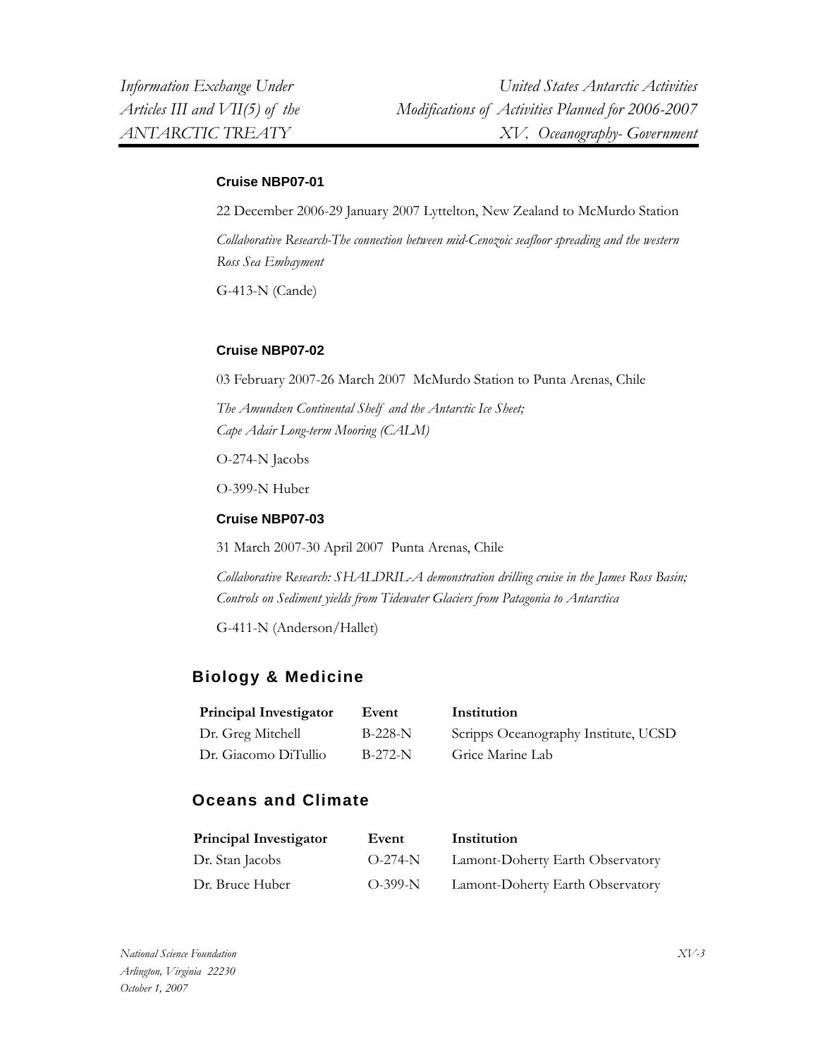**Cruise NBP07-01**

22 December 2006-29 January 2007 Lyttelton, New Zealand to McMurdo Station

*Collaborative Research-The connection between mid-Cenozoic seafloor spreading and the western Ross Sea Embayment*

G-413-N (Cande)

**Cruise NBP07-02**

03 February 2007-26 March 2007 McMurdo Station to Punta Arenas, Chile

*The Amundsen Continental Shelf and the Antarctic Ice Sheet;*
*Cape Adair Long-term Mooring (CALM)*

O-274-N Jacobs

O-399-N Huber

**Cruise NBP07-03**

31 March 2007-30 April 2007 Punta Arenas, Chile

*Collaborative Research: SHALDRIL-A demonstration drilling cruise in the James Ross Basin; Controls on Sediment yields from Tidewater Glaciers from Patagonia to Antarctica*

G-411-N (Anderson/Hallet)

## Biology & Medicine

| Principal Investigator | Event | Institution |
|---|---|---|
| Dr. Greg Mitchell | B-228-N | Scripps Oceanography Institute, UCSD |
| Dr. Giacomo DiTullio | B-272-N | Grice Marine Lab |

## Oceans and Climate

| Principal Investigator | Event | Institution |
|---|---|---|
| Dr. Stan Jacobs | O-274-N | Lamont-Doherty Earth Observatory |
| Dr. Bruce Huber | O-399-N | Lamont-Doherty Earth Observatory |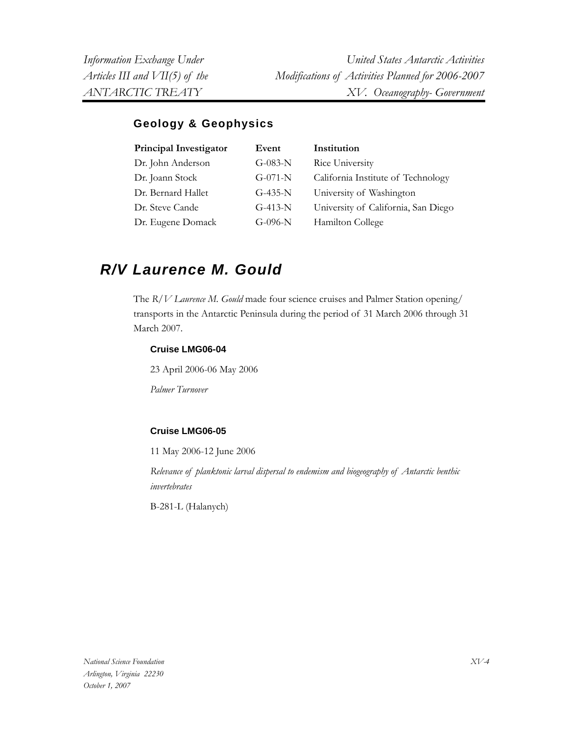### Geology & Geophysics

| Principal Investigator | Event | Institution |
|---|---|---|
| Dr. John Anderson | G-083-N | Rice University |
| Dr. Joann Stock | G-071-N | California Institute of Technology |
| Dr. Bernard Hallet | G-435-N | University of Washington |
| Dr. Steve Cande | G-413-N | University of California, San Diego |
| Dr. Eugene Domack | G-096-N | Hamilton College |

## *R/V Laurence M. Gould*

The *R/V Laurence M. Gould* made four science cruises and Palmer Station opening/ transports in the Antarctic Peninsula during the period of 31 March 2006 through 31 March 2007.

#### Cruise LMG06-04

23 April 2006-06 May 2006

*Palmer Turnover*

#### Cruise LMG06-05

11 May 2006-12 June 2006

*Relevance of planktonic larval dispersal to endemism and biogeography of Antarctic benthic invertebrates*

B-281-L (Halanych)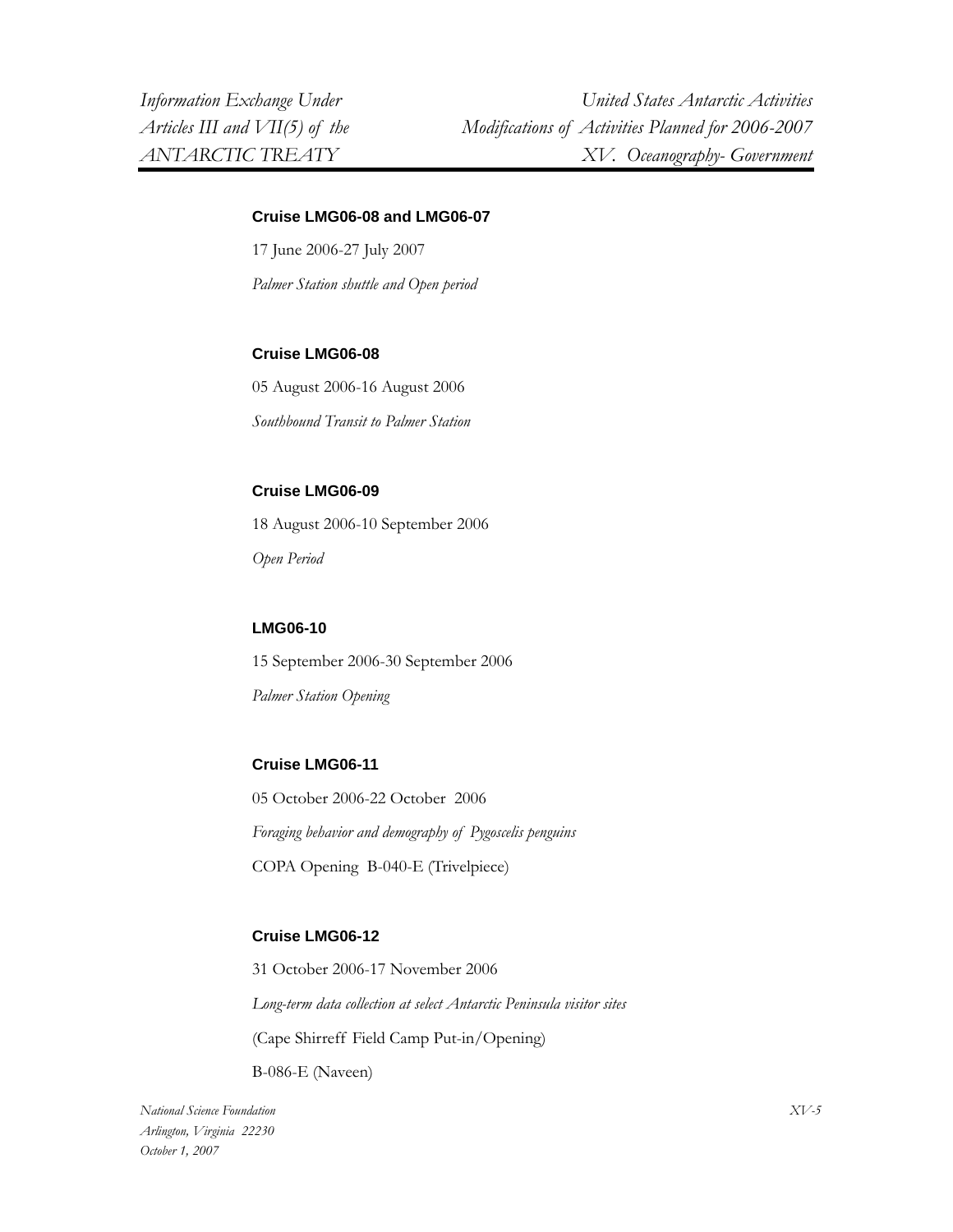**Cruise LMG06-08 and LMG06-07**

17 June 2006-27 July 2007

*Palmer Station shuttle and Open period*

**Cruise LMG06-08**

05 August 2006-16 August 2006

*Southbound Transit to Palmer Station*

**Cruise LMG06-09**

18 August 2006-10 September 2006

*Open Period*

**LMG06-10**

15 September 2006-30 September 2006

*Palmer Station Opening*

**Cruise LMG06-11**

05 October 2006-22 October 2006

*Foraging behavior and demography of Pygoscelis penguins*

COPA Opening B-040-E (Trivelpiece)

**Cruise LMG06-12**

31 October 2006-17 November 2006

*Long-term data collection at select Antarctic Peninsula visitor sites*

(Cape Shirreff Field Camp Put-in/Opening)

B-086-E (Naveen)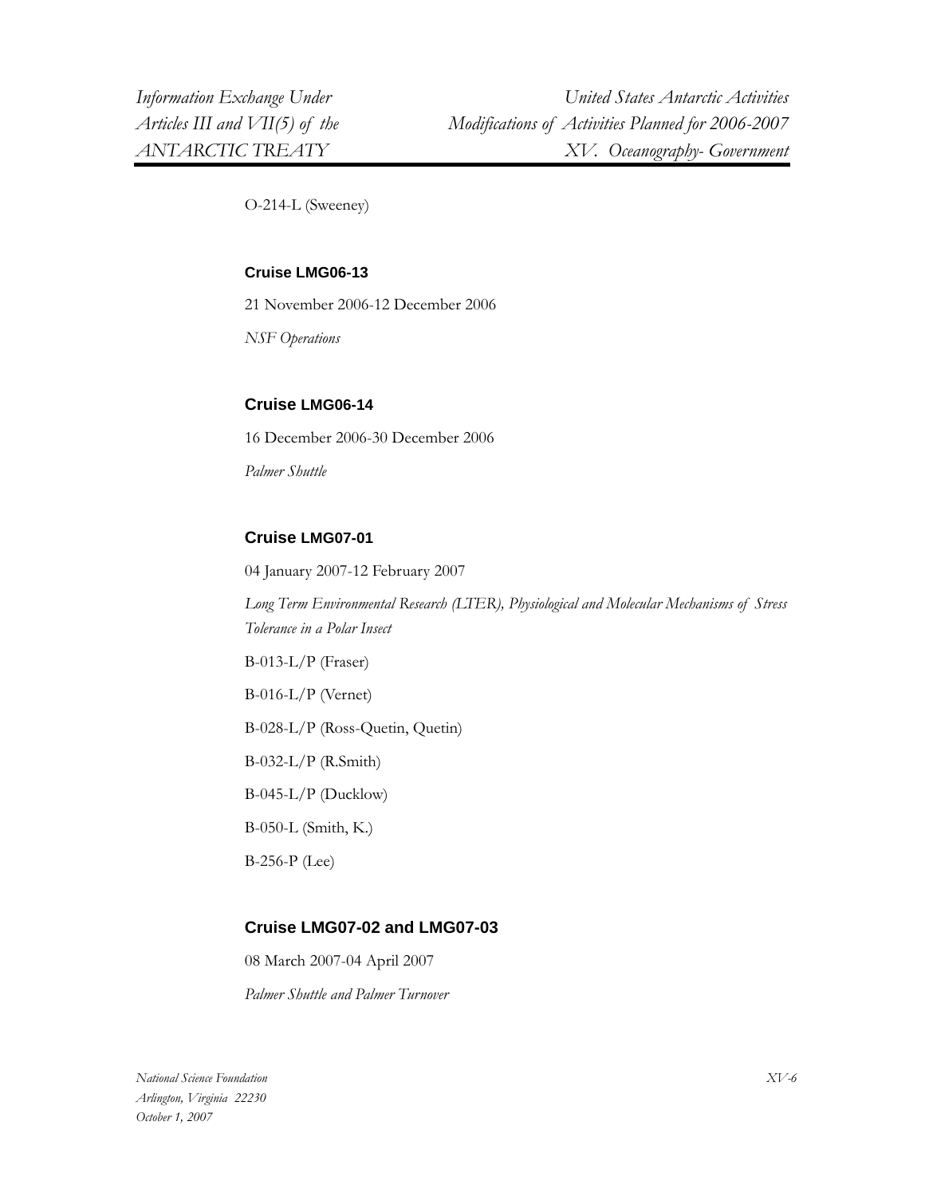O-214-L (Sweeney)

### Cruise LMG06-13

21 November 2006-12 December 2006

*NSF Operations*

### Cruise LMG06-14

16 December 2006-30 December 2006

*Palmer Shuttle*

### Cruise LMG07-01

04 January 2007-12 February 2007

*Long Term Environmental Research (LTER), Physiological and Molecular Mechanisms of Stress Tolerance in a Polar Insect*

B-013-L/P (Fraser)

B-016-L/P (Vernet)

B-028-L/P (Ross-Quetin, Quetin)

B-032-L/P (R.Smith)

B-045-L/P (Ducklow)

B-050-L (Smith, K.)

B-256-P (Lee)

### Cruise LMG07-02 and LMG07-03

08 March 2007-04 April 2007

*Palmer Shuttle and Palmer Turnover*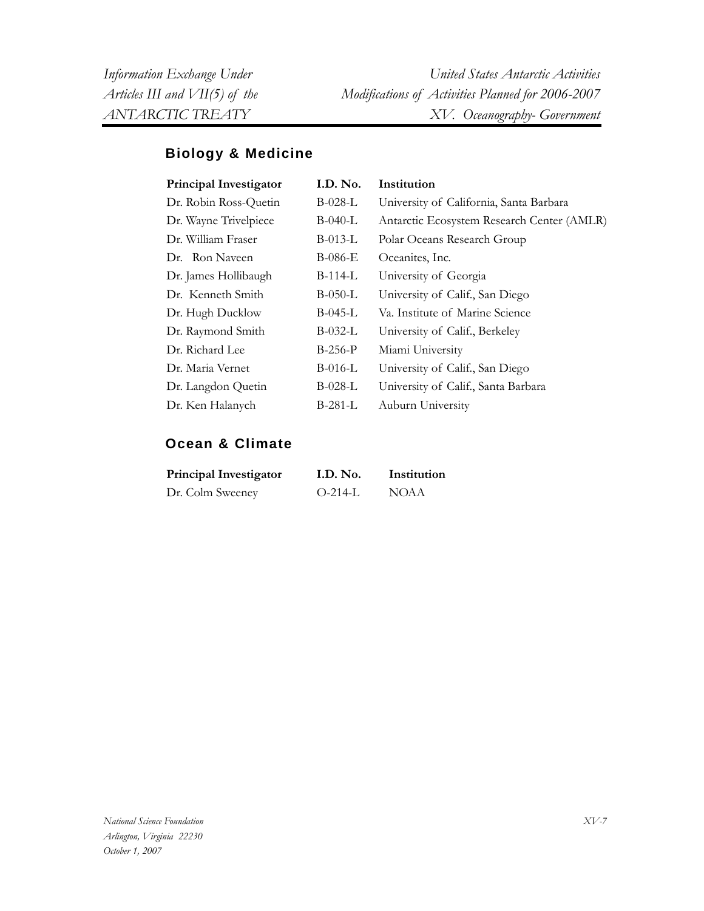## Biology & Medicine

| Principal Investigator | I.D. No. | Institution |
|---|---|---|
| Dr. Robin Ross-Quetin | B-028-L | University of California, Santa Barbara |
| Dr. Wayne Trivelpiece | B-040-L | Antarctic Ecosystem Research Center (AMLR) |
| Dr. William Fraser | B-013-L | Polar Oceans Research Group |
| Dr. Ron Naveen | B-086-E | Oceanites, Inc. |
| Dr. James Hollibaugh | B-114-L | University of Georgia |
| Dr. Kenneth Smith | B-050-L | University of Calif., San Diego |
| Dr. Hugh Ducklow | B-045-L | Va. Institute of Marine Science |
| Dr. Raymond Smith | B-032-L | University of Calif., Berkeley |
| Dr. Richard Lee | B-256-P | Miami University |
| Dr. Maria Vernet | B-016-L | University of Calif., San Diego |
| Dr. Langdon Quetin | B-028-L | University of Calif., Santa Barbara |
| Dr. Ken Halanych | B-281-L | Auburn University |

## Ocean & Climate

| Principal Investigator | I.D. No. | Institution |
|---|---|---|
| Dr. Colm Sweeney | O-214-L | NOAA |